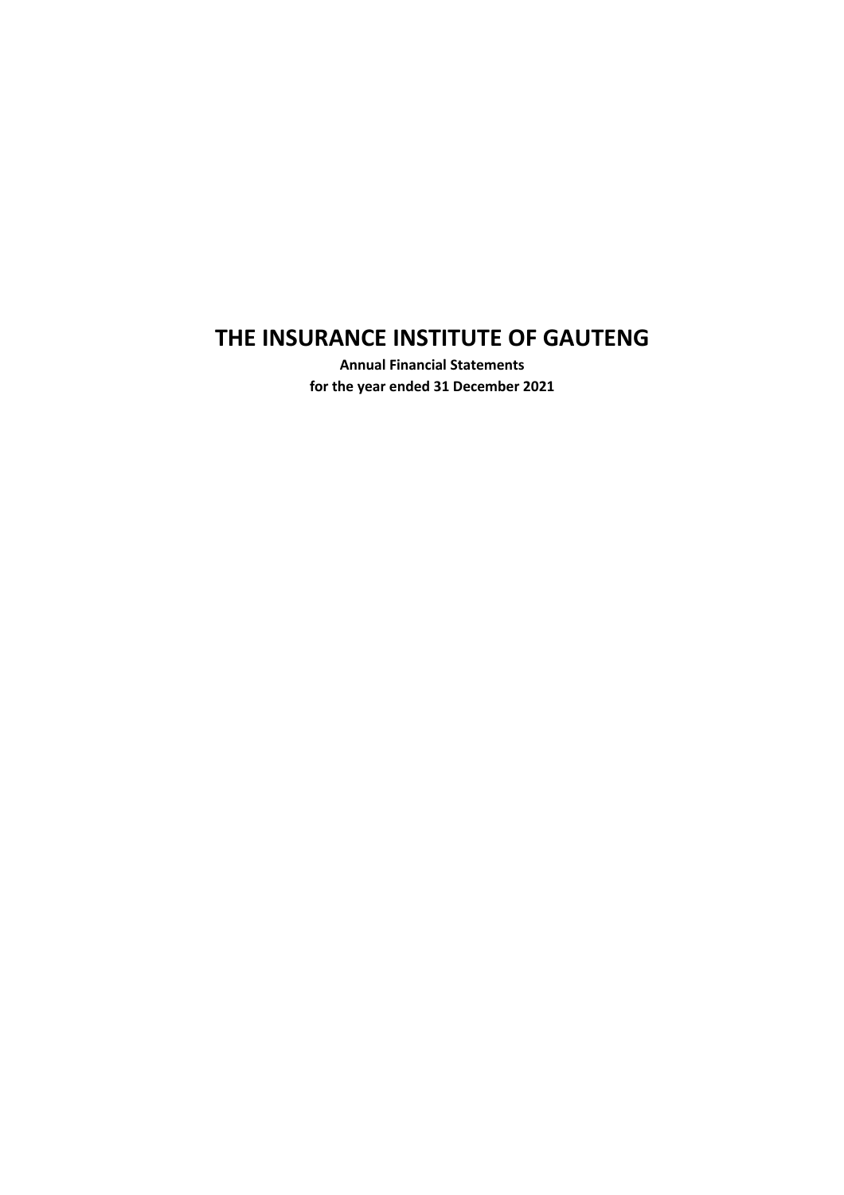# THE INSURANCE INSTITUTE OF GAUTENG

**Annual Financial Statements**

**for the year ended 31 December 2021**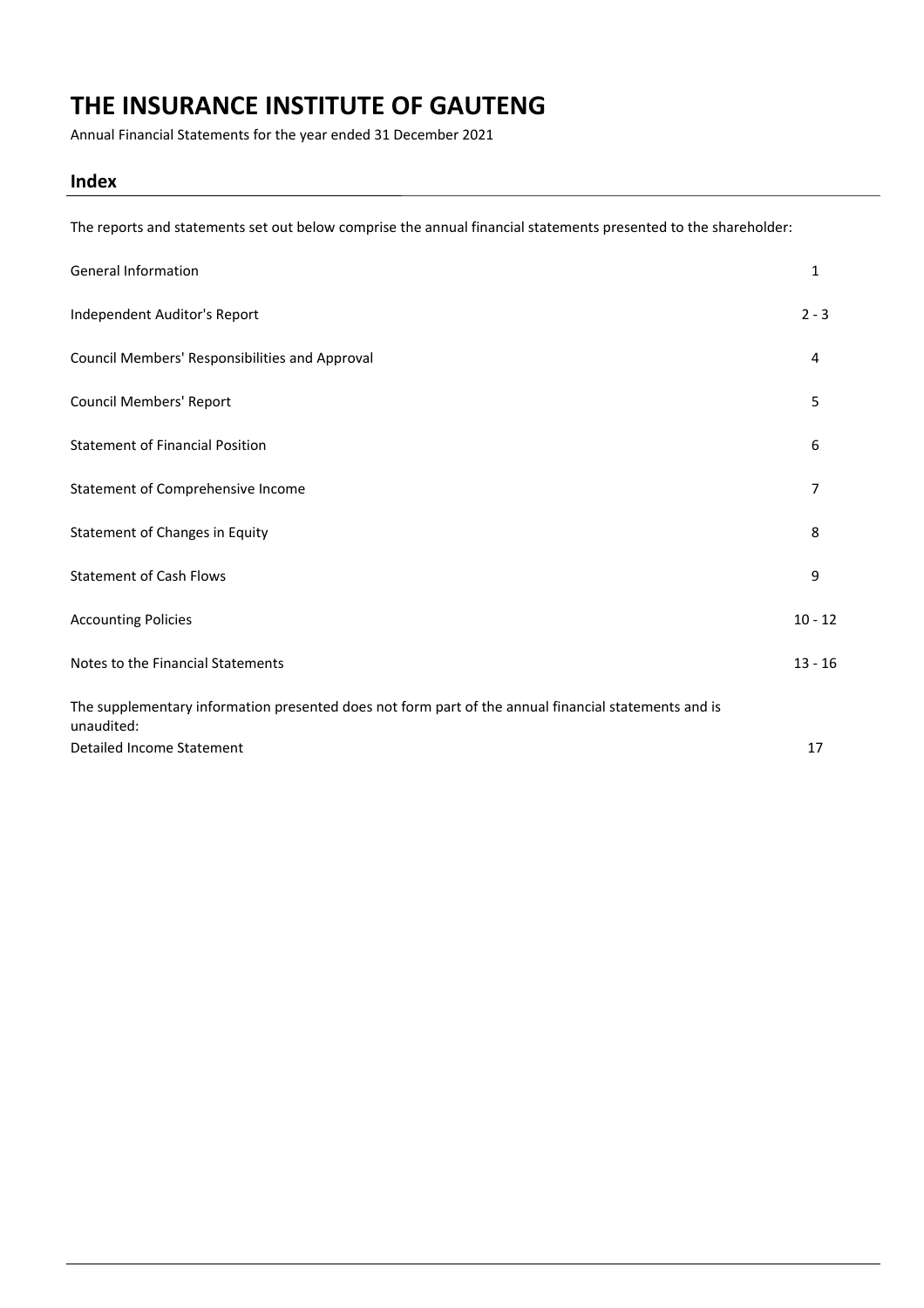# THE INSURANCE INSTITUTE OF GAUTENG

Annual Financial Statements for the year ended 31 December 2021

## Index

The reports and statements set out below comprise the annual financial statements presented to the shareholder:

| | |
|---|---|
| General Information | 1 |
| Independent Auditor's Report | 2 - 3 |
| Council Members' Responsibilities and Approval | 4 |
| Council Members' Report | 5 |
| Statement of Financial Position | 6 |
| Statement of Comprehensive Income | 7 |
| Statement of Changes in Equity | 8 |
| Statement of Cash Flows | 9 |
| Accounting Policies | 10 - 12 |
| Notes to the Financial Statements | 13 - 16 |

The supplementary information presented does not form part of the annual financial statements and is unaudited:

| | |
|---|---|
| Detailed Income Statement | 17 |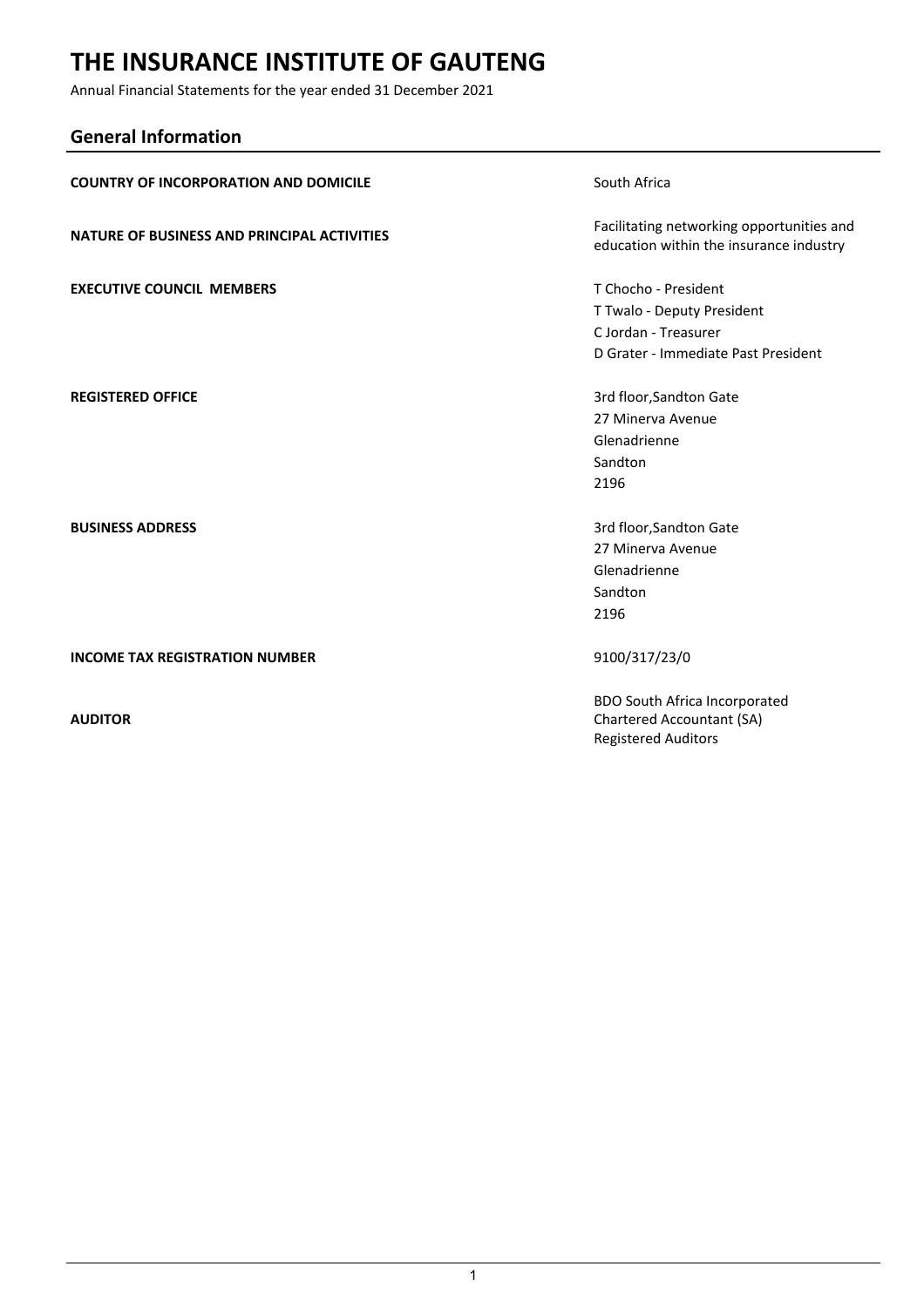# THE INSURANCE INSTITUTE OF GAUTENG

Annual Financial Statements for the year ended 31 December 2021

## General Information

| | |
|---|---|
| **COUNTRY OF INCORPORATION AND DOMICILE** | South Africa |
| **NATURE OF BUSINESS AND PRINCIPAL ACTIVITIES** | Facilitating networking opportunities and education within the insurance industry |
| **EXECUTIVE COUNCIL MEMBERS** | T Chocho - President<br>T Twalo - Deputy President<br>C Jordan - Treasurer<br>D Grater - Immediate Past President |
| **REGISTERED OFFICE** | 3rd floor,Sandton Gate<br>27 Minerva Avenue<br>Glenadrienne<br>Sandton<br>2196 |
| **BUSINESS ADDRESS** | 3rd floor,Sandton Gate<br>27 Minerva Avenue<br>Glenadrienne<br>Sandton<br>2196 |
| **INCOME TAX REGISTRATION NUMBER** | 9100/317/23/0 |
| **AUDITOR** | BDO South Africa Incorporated<br>Chartered Accountant (SA)<br>Registered Auditors |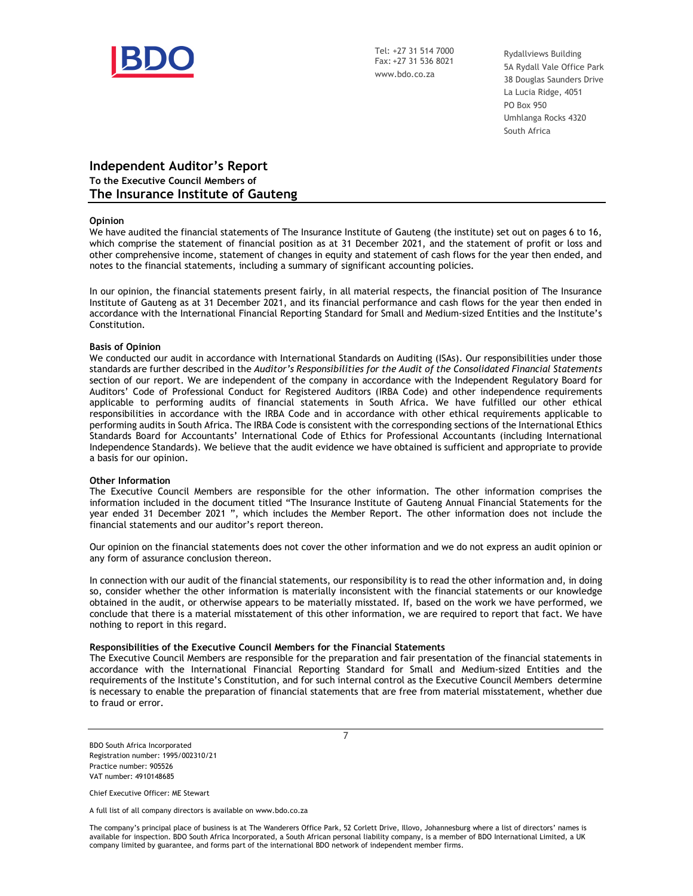Tel: +27 31 514 7000
Fax: +27 31 536 8021
www.bdo.co.za

Rydallviews Building
5A Rydall Vale Office Park
38 Douglas Saunders Drive
La Lucia Ridge, 4051
PO Box 950
Umhlanga Rocks 4320
South Africa

## Independent Auditor's Report

**To the Executive Council Members of**

## The Insurance Institute of Gauteng

**Opinion**

We have audited the financial statements of The Insurance Institute of Gauteng (the institute) set out on pages 6 to 16, which comprise the statement of financial position as at 31 December 2021, and the statement of profit or loss and other comprehensive income, statement of changes in equity and statement of cash flows for the year then ended, and notes to the financial statements, including a summary of significant accounting policies.

In our opinion, the financial statements present fairly, in all material respects, the financial position of The Insurance Institute of Gauteng as at 31 December 2021, and its financial performance and cash flows for the year then ended in accordance with the International Financial Reporting Standard for Small and Medium-sized Entities and the Institute's Constitution.

**Basis of Opinion**

We conducted our audit in accordance with International Standards on Auditing (ISAs). Our responsibilities under those standards are further described in the *Auditor's Responsibilities for the Audit of the Consolidated Financial Statements* section of our report. We are independent of the company in accordance with the Independent Regulatory Board for Auditors' Code of Professional Conduct for Registered Auditors (IRBA Code) and other independence requirements applicable to performing audits of financial statements in South Africa. We have fulfilled our other ethical responsibilities in accordance with the IRBA Code and in accordance with other ethical requirements applicable to performing audits in South Africa. The IRBA Code is consistent with the corresponding sections of the International Ethics Standards Board for Accountants' International Code of Ethics for Professional Accountants (including International Independence Standards). We believe that the audit evidence we have obtained is sufficient and appropriate to provide a basis for our opinion.

**Other Information**

The Executive Council Members are responsible for the other information. The other information comprises the information included in the document titled "The Insurance Institute of Gauteng Annual Financial Statements for the year ended 31 December 2021 ", which includes the Member Report. The other information does not include the financial statements and our auditor's report thereon.

Our opinion on the financial statements does not cover the other information and we do not express an audit opinion or any form of assurance conclusion thereon.

In connection with our audit of the financial statements, our responsibility is to read the other information and, in doing so, consider whether the other information is materially inconsistent with the financial statements or our knowledge obtained in the audit, or otherwise appears to be materially misstated. If, based on the work we have performed, we conclude that there is a material misstatement of this other information, we are required to report that fact. We have nothing to report in this regard.

**Responsibilities of the Executive Council Members for the Financial Statements**

The Executive Council Members are responsible for the preparation and fair presentation of the financial statements in accordance with the International Financial Reporting Standard for Small and Medium-sized Entities and the requirements of the Institute's Constitution, and for such internal control as the Executive Council Members determine is necessary to enable the preparation of financial statements that are free from material misstatement, whether due to fraud or error.

BDO South Africa Incorporated
Registration number: 1995/002310/21
Practice number: 905526
VAT number: 4910148685

Chief Executive Officer: ME Stewart

A full list of all company directors is available on www.bdo.co.za

The company's principal place of business is at The Wanderers Office Park, 52 Corlett Drive, Illovo, Johannesburg where a list of directors' names is available for inspection. BDO South Africa Incorporated, a South African personal liability company, is a member of BDO International Limited, a UK company limited by guarantee, and forms part of the international BDO network of independent member firms.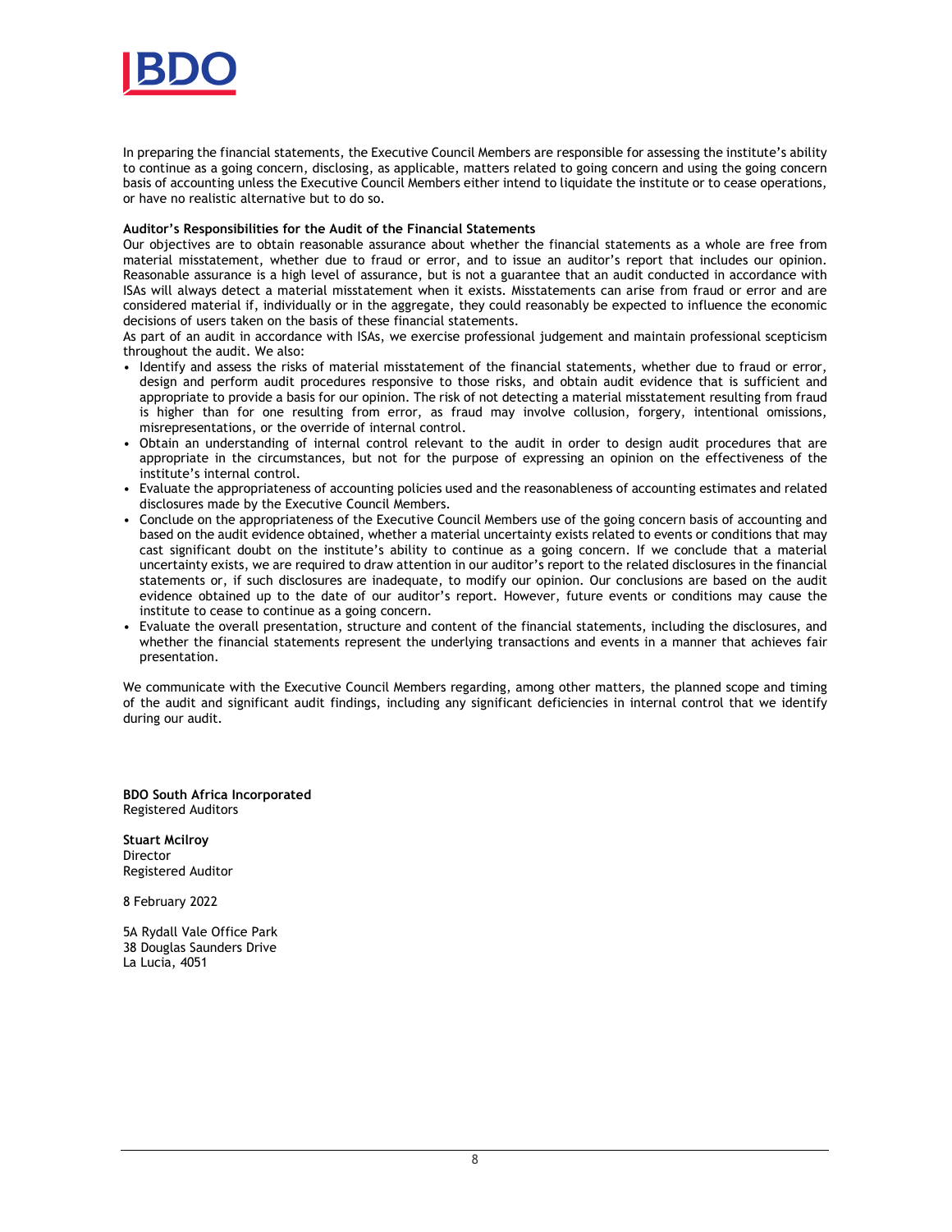In preparing the financial statements, the Executive Council Members are responsible for assessing the institute's ability to continue as a going concern, disclosing, as applicable, matters related to going concern and using the going concern basis of accounting unless the Executive Council Members either intend to liquidate the institute or to cease operations, or have no realistic alternative but to do so.

**Auditor's Responsibilities for the Audit of the Financial Statements**

Our objectives are to obtain reasonable assurance about whether the financial statements as a whole are free from material misstatement, whether due to fraud or error, and to issue an auditor's report that includes our opinion. Reasonable assurance is a high level of assurance, but is not a guarantee that an audit conducted in accordance with ISAs will always detect a material misstatement when it exists. Misstatements can arise from fraud or error and are considered material if, individually or in the aggregate, they could reasonably be expected to influence the economic decisions of users taken on the basis of these financial statements.

As part of an audit in accordance with ISAs, we exercise professional judgement and maintain professional scepticism throughout the audit. We also:

- Identify and assess the risks of material misstatement of the financial statements, whether due to fraud or error, design and perform audit procedures responsive to those risks, and obtain audit evidence that is sufficient and appropriate to provide a basis for our opinion. The risk of not detecting a material misstatement resulting from fraud is higher than for one resulting from error, as fraud may involve collusion, forgery, intentional omissions, misrepresentations, or the override of internal control.
- Obtain an understanding of internal control relevant to the audit in order to design audit procedures that are appropriate in the circumstances, but not for the purpose of expressing an opinion on the effectiveness of the institute's internal control.
- Evaluate the appropriateness of accounting policies used and the reasonableness of accounting estimates and related disclosures made by the Executive Council Members.
- Conclude on the appropriateness of the Executive Council Members use of the going concern basis of accounting and based on the audit evidence obtained, whether a material uncertainty exists related to events or conditions that may cast significant doubt on the institute's ability to continue as a going concern. If we conclude that a material uncertainty exists, we are required to draw attention in our auditor's report to the related disclosures in the financial statements or, if such disclosures are inadequate, to modify our opinion. Our conclusions are based on the audit evidence obtained up to the date of our auditor's report. However, future events or conditions may cause the institute to cease to continue as a going concern.
- Evaluate the overall presentation, structure and content of the financial statements, including the disclosures, and whether the financial statements represent the underlying transactions and events in a manner that achieves fair presentation.

We communicate with the Executive Council Members regarding, among other matters, the planned scope and timing of the audit and significant audit findings, including any significant deficiencies in internal control that we identify during our audit.

**BDO South Africa Incorporated**
Registered Auditors

**Stuart Mcilroy**
Director
Registered Auditor

8 February 2022

5A Rydall Vale Office Park
38 Douglas Saunders Drive
La Lucia, 4051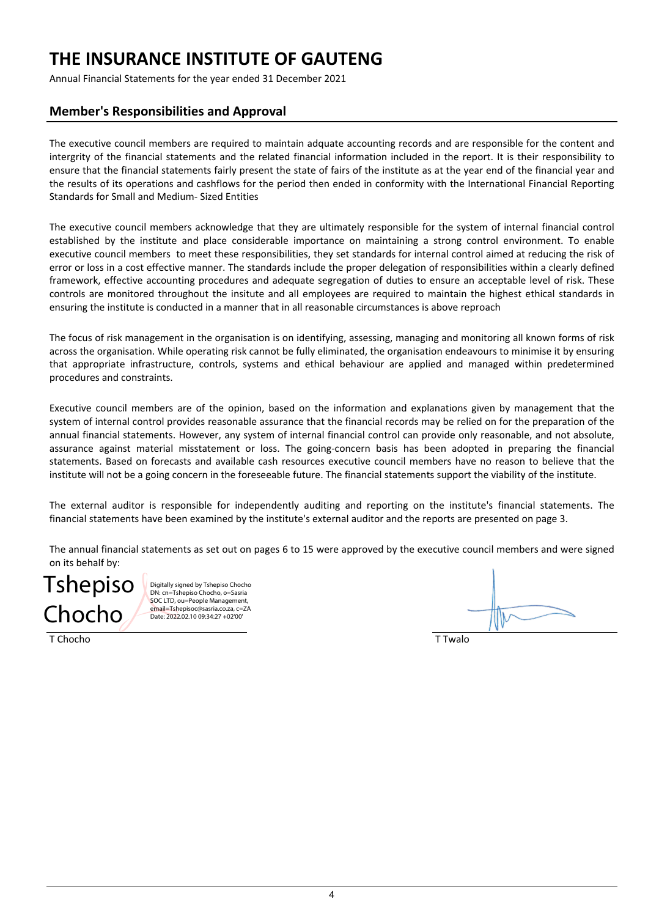# THE INSURANCE INSTITUTE OF GAUTENG

Annual Financial Statements for the year ended 31 December 2021

## Member's Responsibilities and Approval

The executive council members are required to maintain adquate accounting records and are responsible for the content and intergrity of the financial statements and the related financial information included in the report. It is their responsibility to ensure that the financial statements fairly present the state of fairs of the institute as at the year end of the financial year and the results of its operations and cashflows for the period then ended in conformity with the International Financial Reporting Standards for Small and Medium- Sized Entities

The executive council members acknowledge that they are ultimately responsible for the system of internal financial control established by the institute and place considerable importance on maintaining a strong control environment. To enable executive council members to meet these responsibilities, they set standards for internal control aimed at reducing the risk of error or loss in a cost effective manner. The standards include the proper delegation of responsibilities within a clearly defined framework, effective accounting procedures and adequate segregation of duties to ensure an acceptable level of risk. These controls are monitored throughout the insitute and all employees are required to maintain the highest ethical standards in ensuring the institute is conducted in a manner that in all reasonable circumstances is above reproach

The focus of risk management in the organisation is on identifying, assessing, managing and monitoring all known forms of risk across the organisation. While operating risk cannot be fully eliminated, the organisation endeavours to minimise it by ensuring that appropriate infrastructure, controls, systems and ethical behaviour are applied and managed within predetermined procedures and constraints.

Executive council members are of the opinion, based on the information and explanations given by management that the system of internal control provides reasonable assurance that the financial records may be relied on for the preparation of the annual financial statements. However, any system of internal financial control can provide only reasonable, and not absolute, assurance against material misstatement or loss. The going-concern basis has been adopted in preparing the financial statements. Based on forecasts and available cash resources executive council members have no reason to believe that the institute will not be a going concern in the foreseeable future. The financial statements support the viability of the institute.

The external auditor is responsible for independently auditing and reporting on the institute's financial statements. The financial statements have been examined by the institute's external auditor and the reports are presented on page 3.

The annual financial statements as set out on pages 6 to 15 were approved by the executive council members and were signed on its behalf by:

Tshepiso Chocho

Digitally signed by Tshepiso Chocho
DN: cn=Tshepiso Chocho, o=Sasria SOC LTD, ou=People Management, email=Tshepisoc@sasria.co.za, c=ZA
Date: 2022.02.10 09:34:27 +02'00'

T Chocho

T Twalo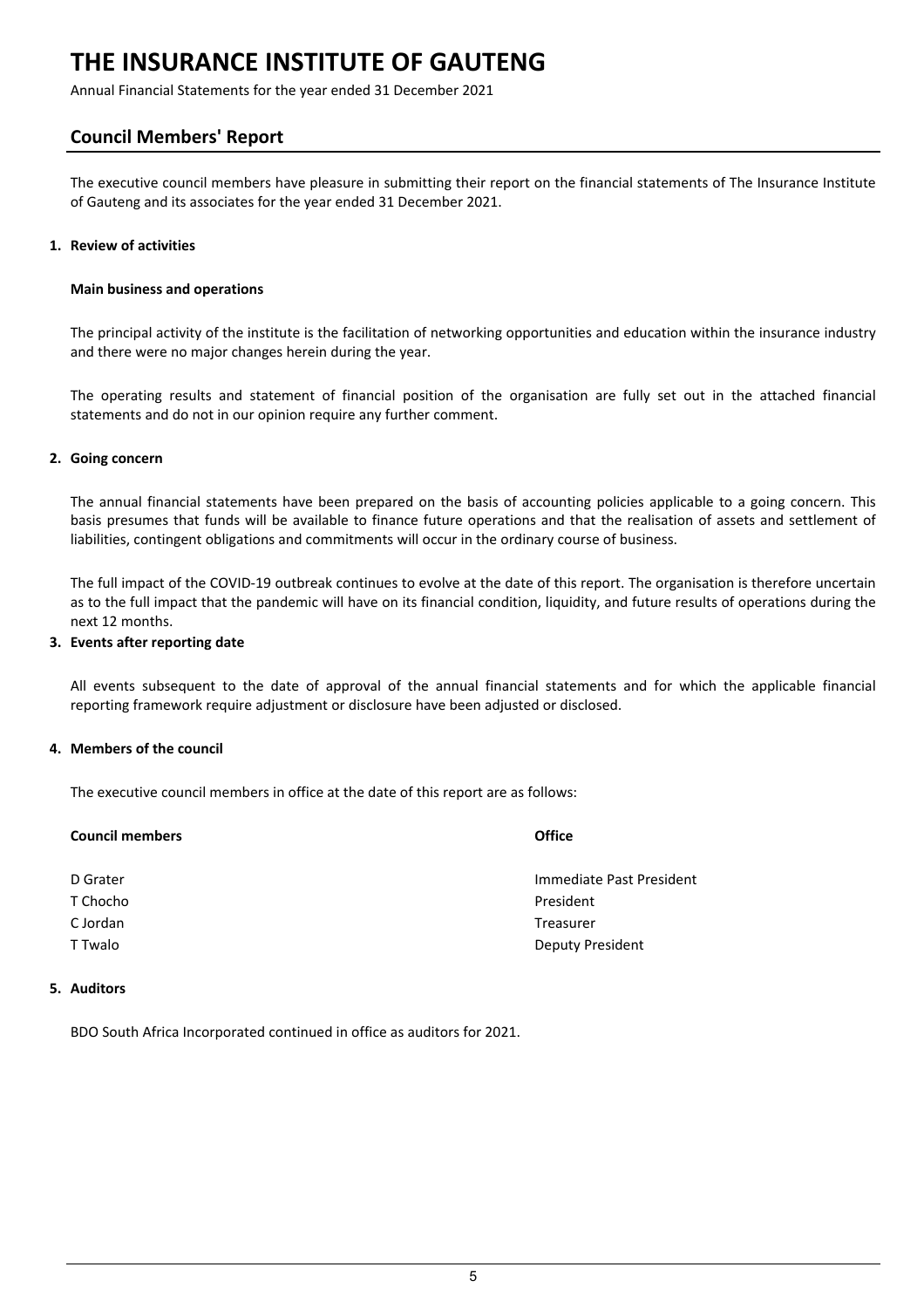# Council Members' Report

The executive council members have pleasure in submitting their report on the financial statements of The Insurance Institute of Gauteng and its associates for the year ended 31 December 2021.

## 1. Review of activities

### Main business and operations

The principal activity of the institute is the facilitation of networking opportunities and education within the insurance industry and there were no major changes herein during the year.

The operating results and statement of financial position of the organisation are fully set out in the attached financial statements and do not in our opinion require any further comment.

## 2. Going concern

The annual financial statements have been prepared on the basis of accounting policies applicable to a going concern. This basis presumes that funds will be available to finance future operations and that the realisation of assets and settlement of liabilities, contingent obligations and commitments will occur in the ordinary course of business.

The full impact of the COVID-19 outbreak continues to evolve at the date of this report. The organisation is therefore uncertain as to the full impact that the pandemic will have on its financial condition, liquidity, and future results of operations during the next 12 months.

## 3. Events after reporting date

All events subsequent to the date of approval of the annual financial statements and for which the applicable financial reporting framework require adjustment or disclosure have been adjusted or disclosed.

## 4. Members of the council

The executive council members in office at the date of this report are as follows:

| Council members | Office |
| --- | --- |
| D Grater | Immediate Past President |
| T Chocho | President |
| C Jordan | Treasurer |
| T Twalo | Deputy President |

## 5. Auditors

BDO South Africa Incorporated continued in office as auditors for 2021.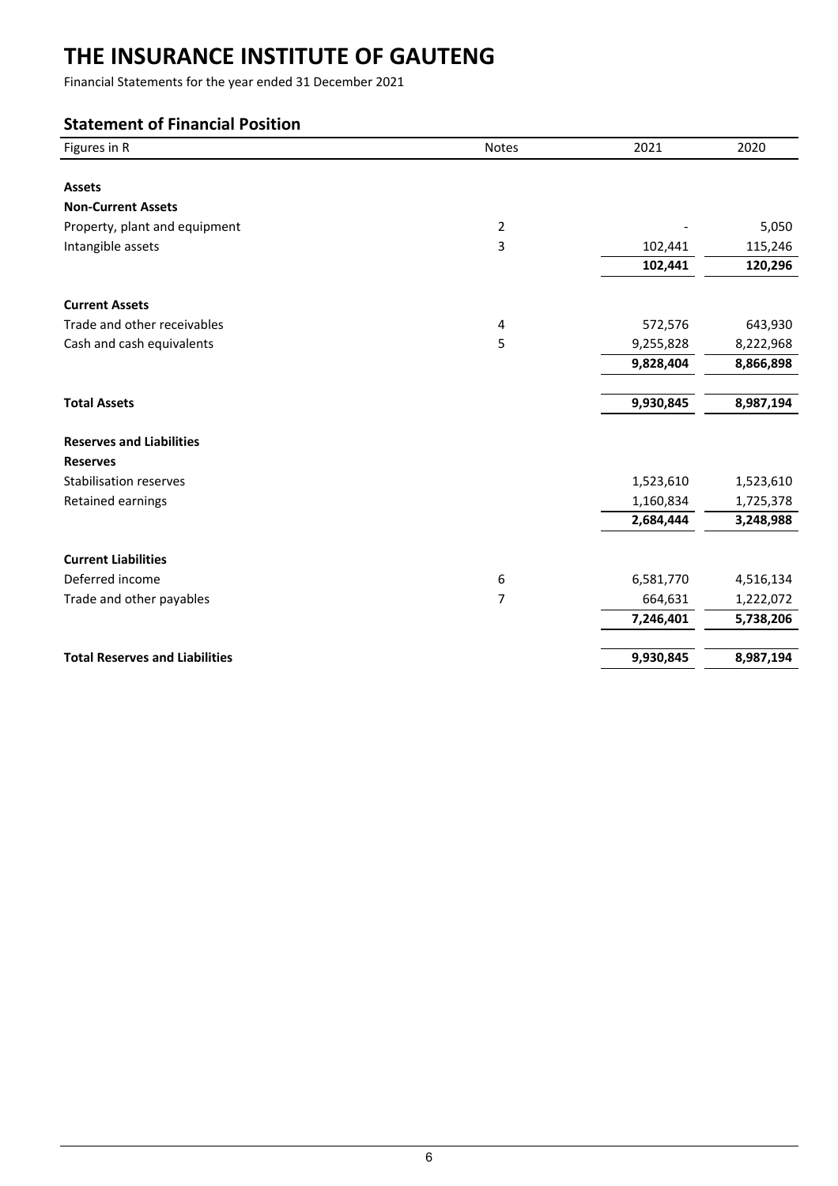# THE INSURANCE INSTITUTE OF GAUTENG

Financial Statements for the year ended 31 December 2021

## Statement of Financial Position

| Figures in R | Notes | 2021 | 2020 |
|---|---|---|---|
| **Assets** | | | |
| **Non-Current Assets** | | | |
| Property, plant and equipment | 2 | - | 5,050 |
| Intangible assets | 3 | 102,441 | 115,246 |
| | | **102,441** | **120,296** |
| **Current Assets** | | | |
| Trade and other receivables | 4 | 572,576 | 643,930 |
| Cash and cash equivalents | 5 | 9,255,828 | 8,222,968 |
| | | **9,828,404** | **8,866,898** |
| **Total Assets** | | **9,930,845** | **8,987,194** |
| **Reserves and Liabilities** | | | |
| **Reserves** | | | |
| Stabilisation reserves | | 1,523,610 | 1,523,610 |
| Retained earnings | | 1,160,834 | 1,725,378 |
| | | **2,684,444** | **3,248,988** |
| **Current Liabilities** | | | |
| Deferred income | 6 | 6,581,770 | 4,516,134 |
| Trade and other payables | 7 | 664,631 | 1,222,072 |
| | | **7,246,401** | **5,738,206** |
| **Total Reserves and Liabilities** | | **9,930,845** | **8,987,194** |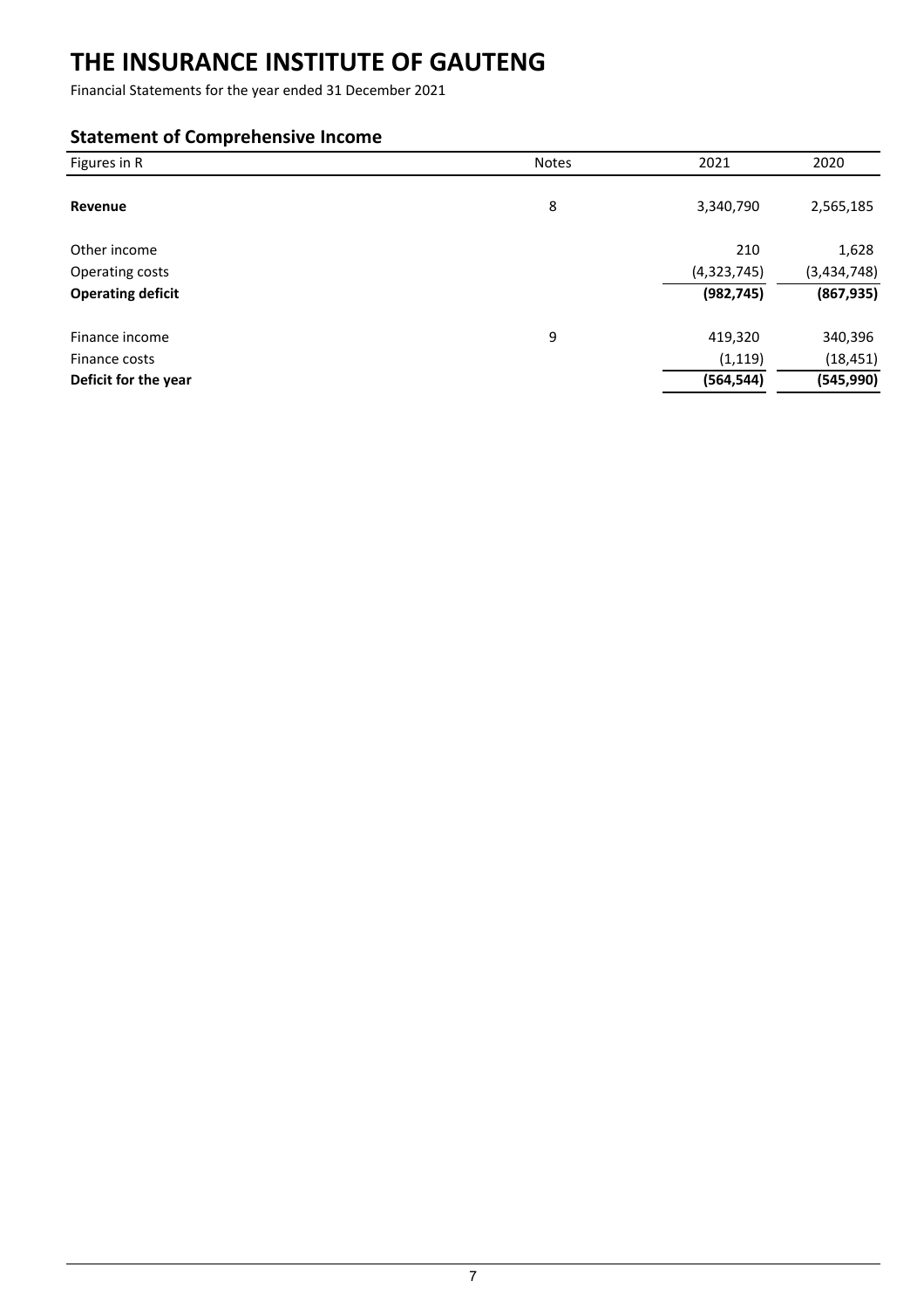# THE INSURANCE INSTITUTE OF GAUTENG

Financial Statements for the year ended 31 December 2021

## Statement of Comprehensive Income

| Figures in R | Notes | 2021 | 2020 |
|---|---|---|---|
| **Revenue** | 8 | 3,340,790 | 2,565,185 |
| Other income | | 210 | 1,628 |
| Operating costs | | (4,323,745) | (3,434,748) |
| **Operating deficit** | | **(982,745)** | **(867,935)** |
| Finance income | 9 | 419,320 | 340,396 |
| Finance costs | | (1,119) | (18,451) |
| **Deficit for the year** | | **(564,544)** | **(545,990)** |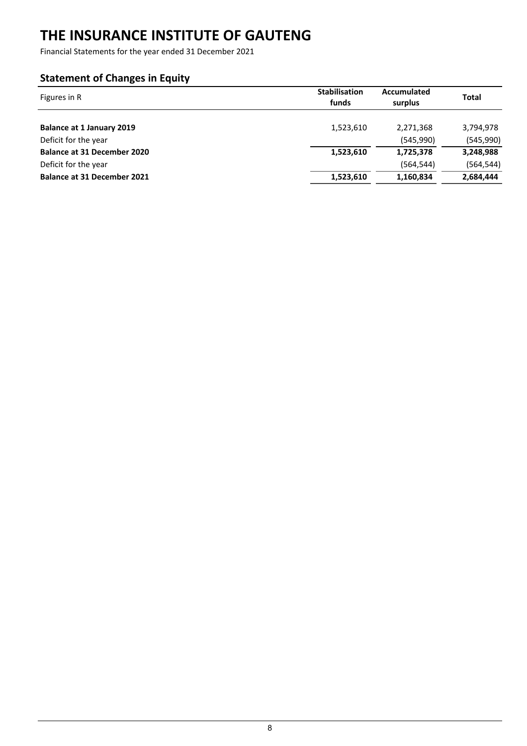# THE INSURANCE INSTITUTE OF GAUTENG

Financial Statements for the year ended 31 December 2021

## Statement of Changes in Equity

| Figures in R | Stabilisation funds | Accumulated surplus | Total |
|---|---|---|---|
| **Balance at 1 January 2019** | 1,523,610 | 2,271,368 | 3,794,978 |
| Deficit for the year | | (545,990) | (545,990) |
| **Balance at 31 December 2020** | **1,523,610** | **1,725,378** | **3,248,988** |
| Deficit for the year | | (564,544) | (564,544) |
| **Balance at 31 December 2021** | **1,523,610** | **1,160,834** | **2,684,444** |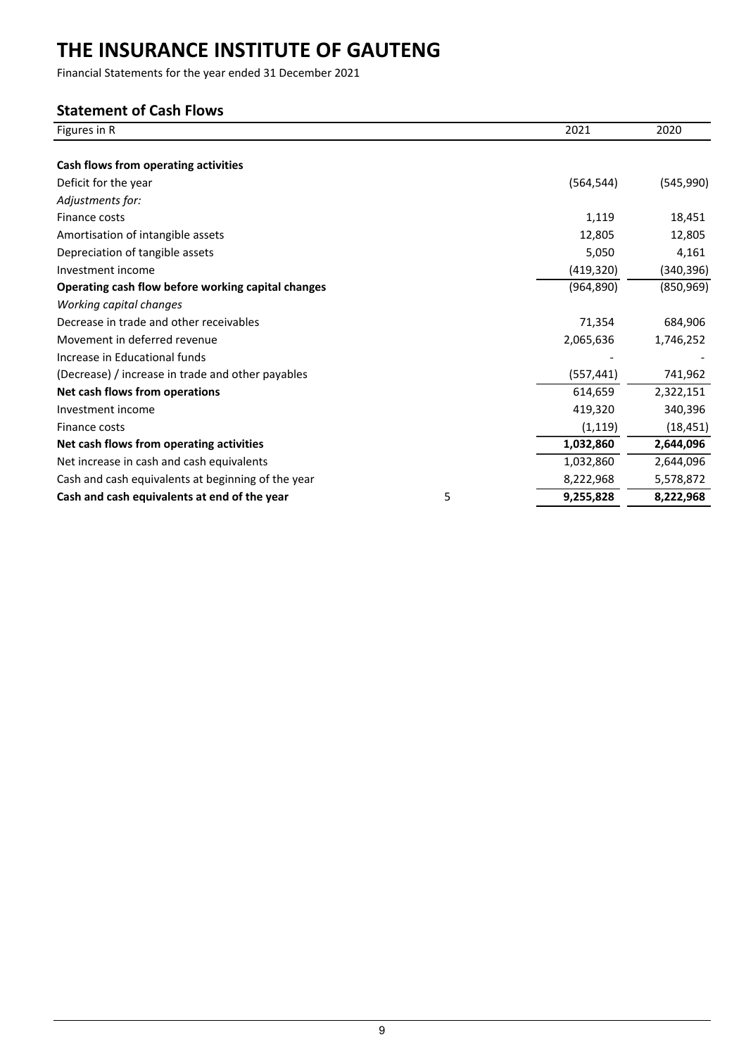# THE INSURANCE INSTITUTE OF GAUTENG

Financial Statements for the year ended 31 December 2021

## Statement of Cash Flows

| Figures in R | | 2021 | 2020 |
|---|---|---|---|
| **Cash flows from operating activities** | | | |
| Deficit for the year | | (564,544) | (545,990) |
| *Adjustments for:* | | | |
| Finance costs | | 1,119 | 18,451 |
| Amortisation of intangible assets | | 12,805 | 12,805 |
| Depreciation of tangible assets | | 5,050 | 4,161 |
| Investment income | | (419,320) | (340,396) |
| **Operating cash flow before working capital changes** | | (964,890) | (850,969) |
| *Working capital changes* | | | |
| Decrease in trade and other receivables | | 71,354 | 684,906 |
| Movement in deferred revenue | | 2,065,636 | 1,746,252 |
| Increase in Educational funds | | - | - |
| (Decrease) / increase in trade and other payables | | (557,441) | 741,962 |
| **Net cash flows from operations** | | 614,659 | 2,322,151 |
| Investment income | | 419,320 | 340,396 |
| Finance costs | | (1,119) | (18,451) |
| **Net cash flows from operating activities** | | **1,032,860** | **2,644,096** |
| Net increase in cash and cash equivalents | | 1,032,860 | 2,644,096 |
| Cash and cash equivalents at beginning of the year | | 8,222,968 | 5,578,872 |
| **Cash and cash equivalents at end of the year** | 5 | **9,255,828** | **8,222,968** |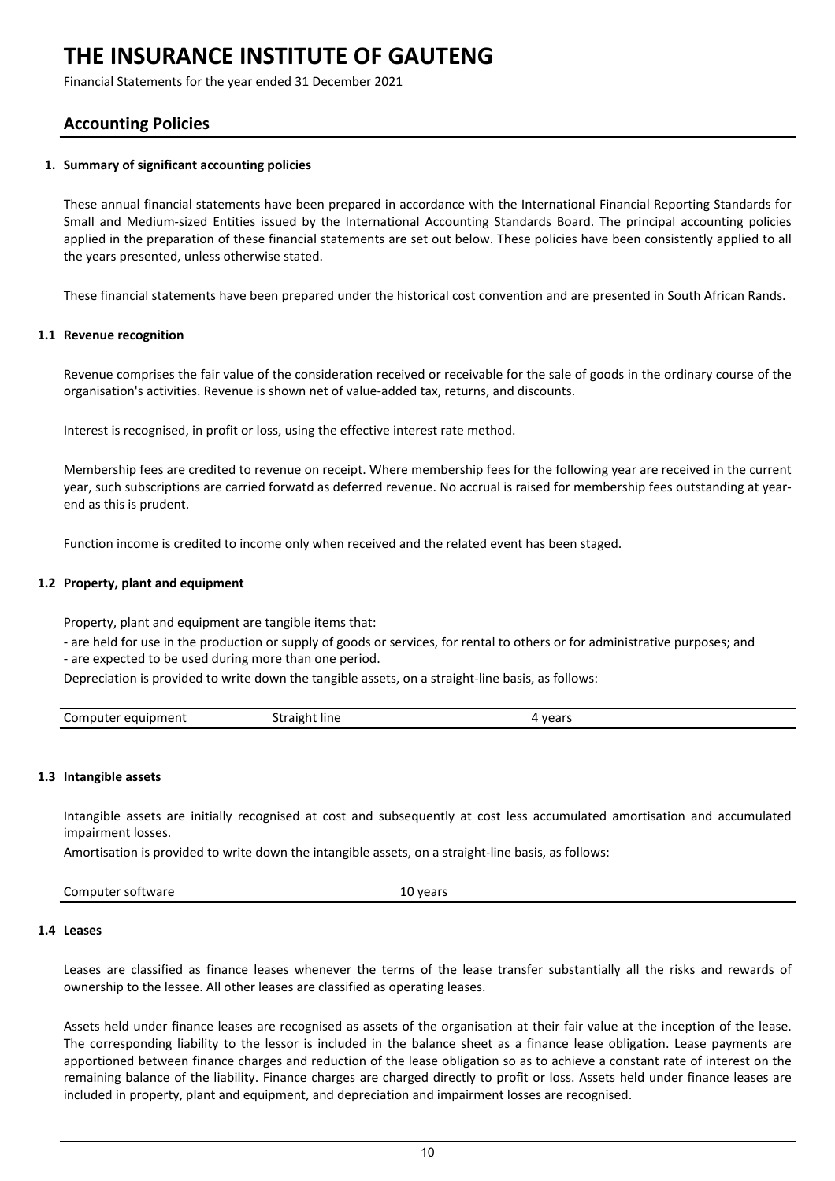# THE INSURANCE INSTITUTE OF GAUTENG

Financial Statements for the year ended 31 December 2021

## Accounting Policies

### 1. Summary of significant accounting policies

These annual financial statements have been prepared in accordance with the International Financial Reporting Standards for Small and Medium-sized Entities issued by the International Accounting Standards Board. The principal accounting policies applied in the preparation of these financial statements are set out below. These policies have been consistently applied to all the years presented, unless otherwise stated.

These financial statements have been prepared under the historical cost convention and are presented in South African Rands.

### 1.1 Revenue recognition

Revenue comprises the fair value of the consideration received or receivable for the sale of goods in the ordinary course of the organisation's activities. Revenue is shown net of value-added tax, returns, and discounts.

Interest is recognised, in profit or loss, using the effective interest rate method.

Membership fees are credited to revenue on receipt. Where membership fees for the following year are received in the current year, such subscriptions are carried forwatd as deferred revenue. No accrual is raised for membership fees outstanding at year-end as this is prudent.

Function income is credited to income only when received and the related event has been staged.

### 1.2 Property, plant and equipment

Property, plant and equipment are tangible items that:

- are held for use in the production or supply of goods or services, for rental to others or for administrative purposes; and
- are expected to be used during more than one period.

Depreciation is provided to write down the tangible assets, on a straight-line basis, as follows:

| | | |
|---|---|---|
| Computer equipment | Straight line | 4 years |

### 1.3 Intangible assets

Intangible assets are initially recognised at cost and subsequently at cost less accumulated amortisation and accumulated impairment losses.

Amortisation is provided to write down the intangible assets, on a straight-line basis, as follows:

| | |
|---|---|
| Computer software | 10 years |

### 1.4 Leases

Leases are classified as finance leases whenever the terms of the lease transfer substantially all the risks and rewards of ownership to the lessee. All other leases are classified as operating leases.

Assets held under finance leases are recognised as assets of the organisation at their fair value at the inception of the lease. The corresponding liability to the lessor is included in the balance sheet as a finance lease obligation. Lease payments are apportioned between finance charges and reduction of the lease obligation so as to achieve a constant rate of interest on the remaining balance of the liability. Finance charges are charged directly to profit or loss. Assets held under finance leases are included in property, plant and equipment, and depreciation and impairment losses are recognised.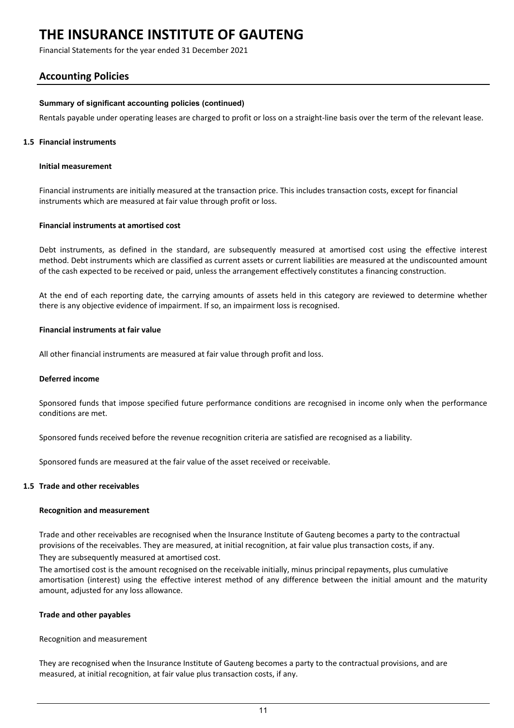# THE INSURANCE INSTITUTE OF GAUTENG

Financial Statements for the year ended 31 December 2021

## Accounting Policies

**Summary of significant accounting policies (continued)**

Rentals payable under operating leases are charged to profit or loss on a straight-line basis over the term of the relevant lease.

### 1.5 Financial instruments

**Initial measurement**

Financial instruments are initially measured at the transaction price. This includes transaction costs, except for financial instruments which are measured at fair value through profit or loss.

**Financial instruments at amortised cost**

Debt instruments, as defined in the standard, are subsequently measured at amortised cost using the effective interest method. Debt instruments which are classified as current assets or current liabilities are measured at the undiscounted amount of the cash expected to be received or paid, unless the arrangement effectively constitutes a financing construction.

At the end of each reporting date, the carrying amounts of assets held in this category are reviewed to determine whether there is any objective evidence of impairment. If so, an impairment loss is recognised.

**Financial instruments at fair value**

All other financial instruments are measured at fair value through profit and loss.

**Deferred income**

Sponsored funds that impose specified future performance conditions are recognised in income only when the performance conditions are met.

Sponsored funds received before the revenue recognition criteria are satisfied are recognised as a liability.

Sponsored funds are measured at the fair value of the asset received or receivable.

### 1.5 Trade and other receivables

**Recognition and measurement**

Trade and other receivables are recognised when the Insurance Institute of Gauteng becomes a party to the contractual provisions of the receivables. They are measured, at initial recognition, at fair value plus transaction costs, if any.

They are subsequently measured at amortised cost.

The amortised cost is the amount recognised on the receivable initially, minus principal repayments, plus cumulative amortisation (interest) using the effective interest method of any difference between the initial amount and the maturity amount, adjusted for any loss allowance.

**Trade and other payables**

Recognition and measurement

They are recognised when the Insurance Institute of Gauteng becomes a party to the contractual provisions, and are measured, at initial recognition, at fair value plus transaction costs, if any.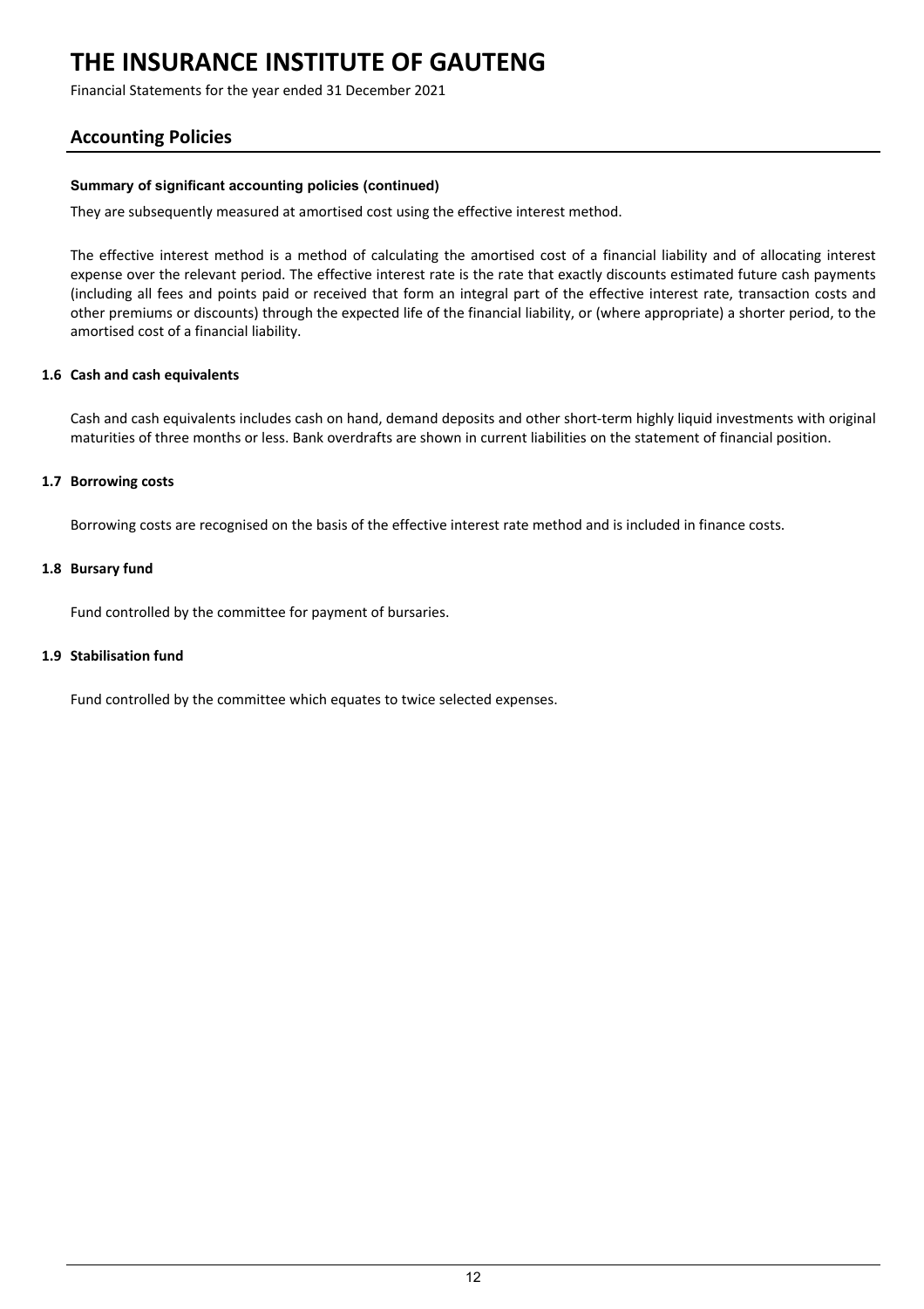## Accounting Policies

**Summary of significant accounting policies (continued)**

They are subsequently measured at amortised cost using the effective interest method.

The effective interest method is a method of calculating the amortised cost of a financial liability and of allocating interest expense over the relevant period. The effective interest rate is the rate that exactly discounts estimated future cash payments (including all fees and points paid or received that form an integral part of the effective interest rate, transaction costs and other premiums or discounts) through the expected life of the financial liability, or (where appropriate) a shorter period, to the amortised cost of a financial liability.

### 1.6 Cash and cash equivalents

Cash and cash equivalents includes cash on hand, demand deposits and other short-term highly liquid investments with original maturities of three months or less. Bank overdrafts are shown in current liabilities on the statement of financial position.

### 1.7 Borrowing costs

Borrowing costs are recognised on the basis of the effective interest rate method and is included in finance costs.

### 1.8 Bursary fund

Fund controlled by the committee for payment of bursaries.

### 1.9 Stabilisation fund

Fund controlled by the committee which equates to twice selected expenses.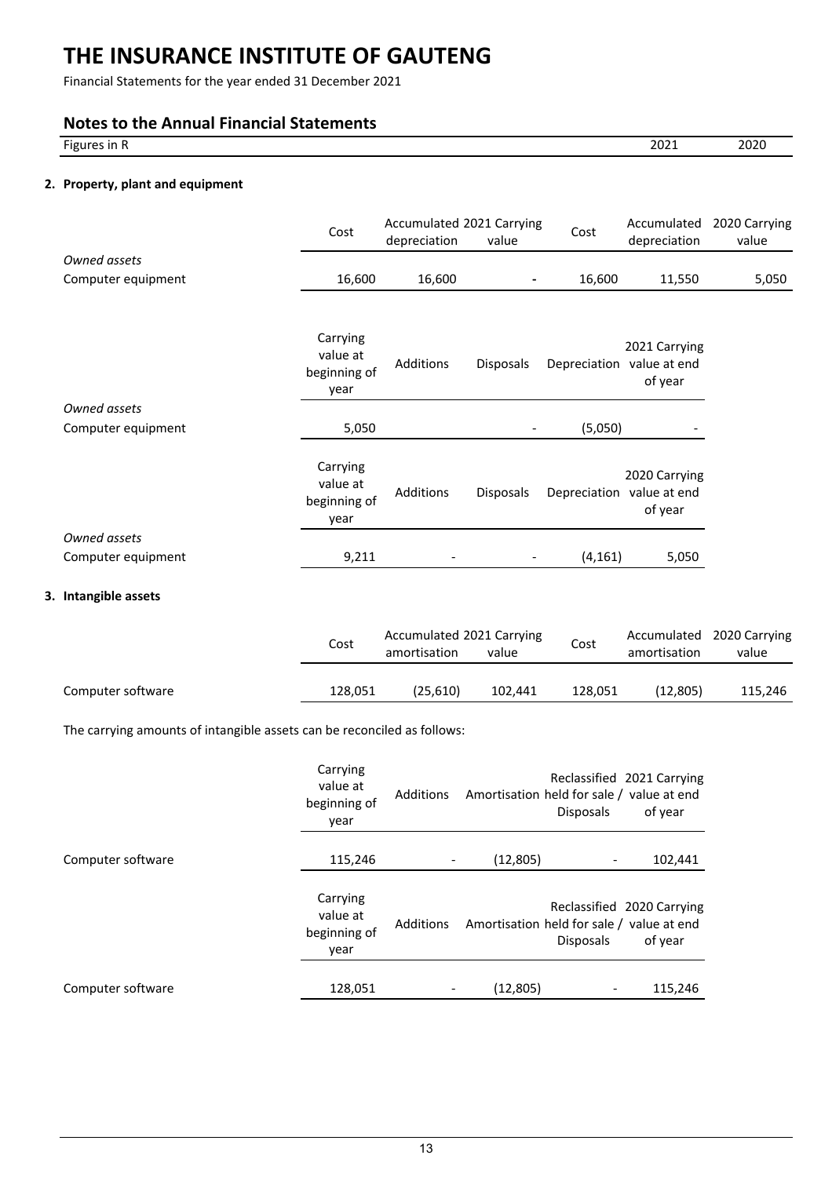# THE INSURANCE INSTITUTE OF GAUTENG

Financial Statements for the year ended 31 December 2021

## Notes to the Annual Financial Statements

Figures in R | 2021 | 2020

### 2. Property, plant and equipment

| | Cost | Accumulated depreciation | 2021 Carrying value | Cost | Accumulated depreciation | 2020 Carrying value |
|---|---|---|---|---|---|---|
| *Owned assets* | | | | | | |
| Computer equipment | 16,600 | 16,600 | - | 16,600 | 11,550 | 5,050 |

| | Carrying value at beginning of year | Additions | Disposals | Depreciation | 2021 Carrying value at end of year |
|---|---|---|---|---|---|
| *Owned assets* | | | | | |
| Computer equipment | 5,050 | | - | (5,050) | - |

| | Carrying value at beginning of year | Additions | Disposals | Depreciation | 2020 Carrying value at end of year |
|---|---|---|---|---|---|
| *Owned assets* | | | | | |
| Computer equipment | 9,211 | - | - | (4,161) | 5,050 |

### 3. Intangible assets

| | Cost | Accumulated amortisation | 2021 Carrying value | Cost | Accumulated amortisation | 2020 Carrying value |
|---|---|---|---|---|---|---|
| Computer software | 128,051 | (25,610) | 102,441 | 128,051 | (12,805) | 115,246 |

The carrying amounts of intangible assets can be reconciled as follows:

| | Carrying value at beginning of year | Additions | Amortisation | Reclassified held for sale / Disposals | 2021 Carrying value at end of year |
|---|---|---|---|---|---|
| Computer software | 115,246 | - | (12,805) | - | 102,441 |

| | Carrying value at beginning of year | Additions | Amortisation | Reclassified held for sale / Disposals | 2020 Carrying value at end of year |
|---|---|---|---|---|---|
| Computer software | 128,051 | - | (12,805) | - | 115,246 |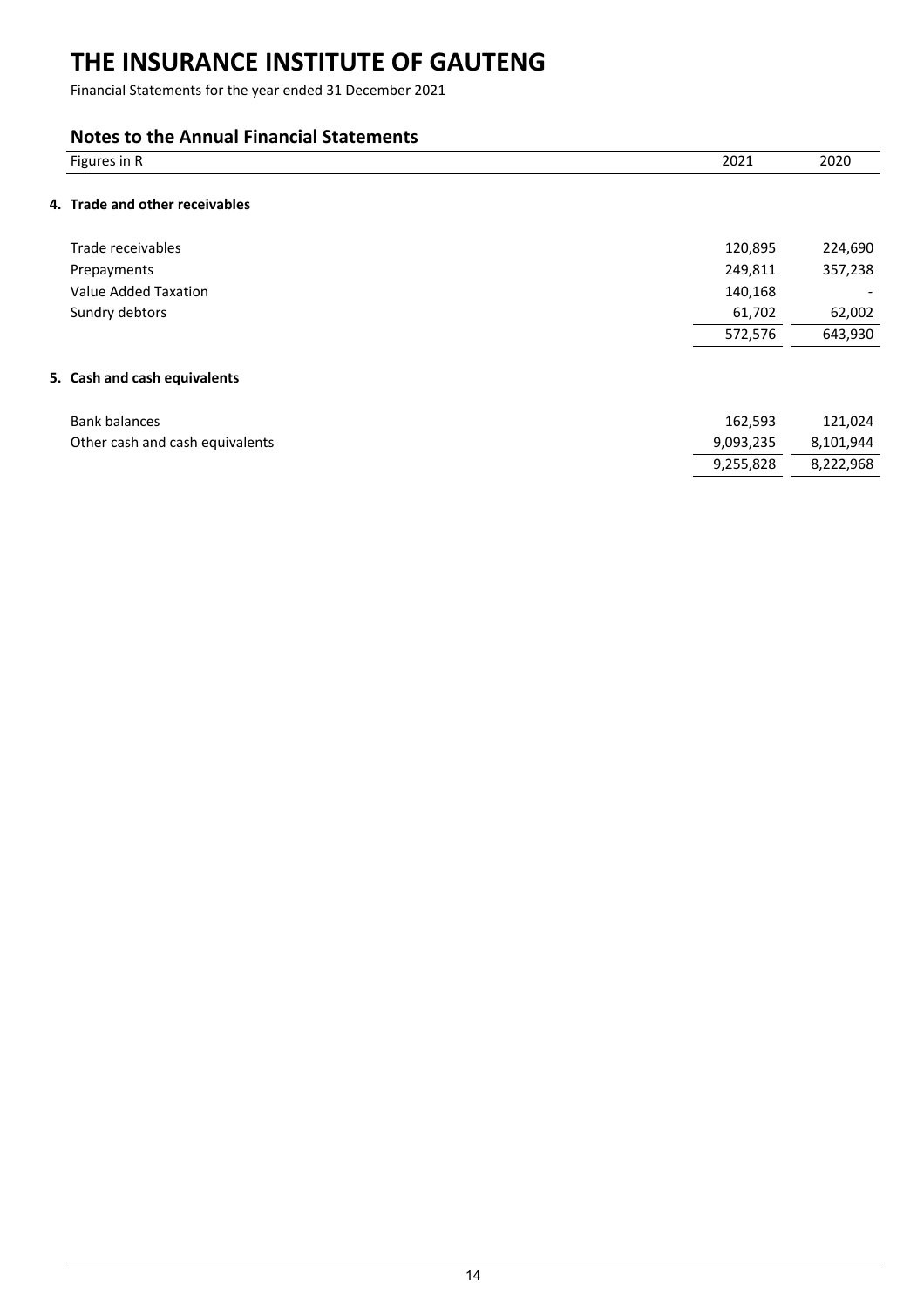# THE INSURANCE INSTITUTE OF GAUTENG

Financial Statements for the year ended 31 December 2021

## Notes to the Annual Financial Statements

| Figures in R | 2021 | 2020 |
|---|---|---|
| **4. Trade and other receivables** | | |
| Trade receivables | 120,895 | 224,690 |
| Prepayments | 249,811 | 357,238 |
| Value Added Taxation | 140,168 | - |
| Sundry debtors | 61,702 | 62,002 |
| | 572,576 | 643,930 |
| **5. Cash and cash equivalents** | | |
| Bank balances | 162,593 | 121,024 |
| Other cash and cash equivalents | 9,093,235 | 8,101,944 |
| | 9,255,828 | 8,222,968 |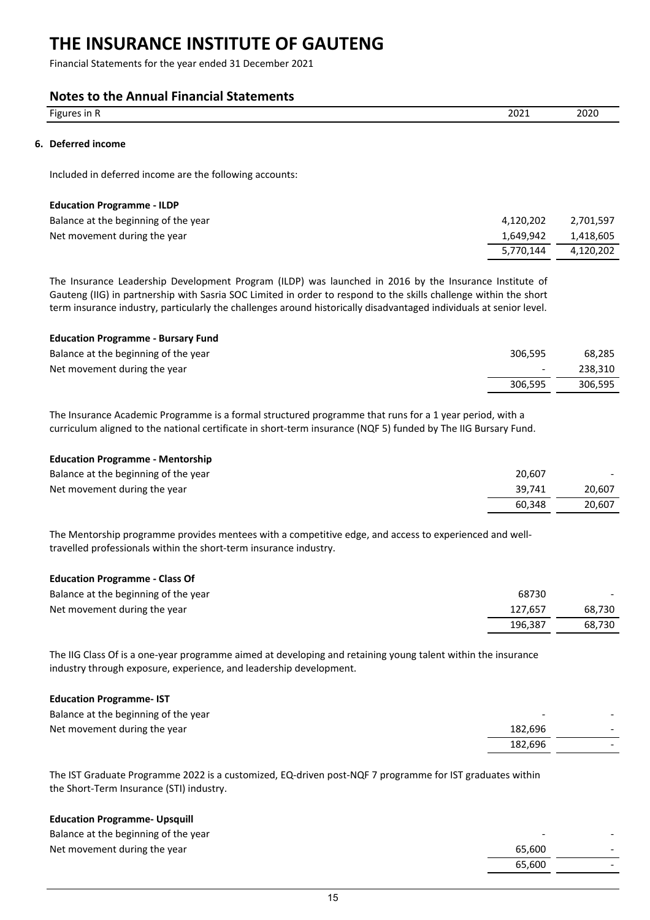# THE INSURANCE INSTITUTE OF GAUTENG

Financial Statements for the year ended 31 December 2021

## Notes to the Annual Financial Statements

| Figures in R | 2021 | 2020 |
|---|---|---|

### 6. Deferred income

Included in deferred income are the following accounts:

**Education Programme - ILDP**

| | 2021 | 2020 |
|---|---|---|
| Balance at the beginning of the year | 4,120,202 | 2,701,597 |
| Net movement during the year | 1,649,942 | 1,418,605 |
| | 5,770,144 | 4,120,202 |

The Insurance Leadership Development Program (ILDP) was launched in 2016 by the Insurance Institute of Gauteng (IIG) in partnership with Sasria SOC Limited in order to respond to the skills challenge within the short term insurance industry, particularly the challenges around historically disadvantaged individuals at senior level.

**Education Programme - Bursary Fund**

| | 2021 | 2020 |
|---|---|---|
| Balance at the beginning of the year | 306,595 | 68,285 |
| Net movement during the year | - | 238,310 |
| | 306,595 | 306,595 |

The Insurance Academic Programme is a formal structured programme that runs for a 1 year period, with a curriculum aligned to the national certificate in short-term insurance (NQF 5) funded by The IIG Bursary Fund.

**Education Programme - Mentorship**

| | 2021 | 2020 |
|---|---|---|
| Balance at the beginning of the year | 20,607 | - |
| Net movement during the year | 39,741 | 20,607 |
| | 60,348 | 20,607 |

The Mentorship programme provides mentees with a competitive edge, and access to experienced and well-travelled professionals within the short-term insurance industry.

**Education Programme - Class Of**

| | 2021 | 2020 |
|---|---|---|
| Balance at the beginning of the year | 68730 | - |
| Net movement during the year | 127,657 | 68,730 |
| | 196,387 | 68,730 |

The IIG Class Of is a one-year programme aimed at developing and retaining young talent within the insurance industry through exposure, experience, and leadership development.

**Education Programme- IST**

| | 2021 | 2020 |
|---|---|---|
| Balance at the beginning of the year | - | - |
| Net movement during the year | 182,696 | - |
| | 182,696 | - |

The IST Graduate Programme 2022 is a customized, EQ-driven post-NQF 7 programme for IST graduates within the Short-Term Insurance (STI) industry.

**Education Programme- Upsquill**

| | 2021 | 2020 |
|---|---|---|
| Balance at the beginning of the year | - | - |
| Net movement during the year | 65,600 | - |
| | 65,600 | - |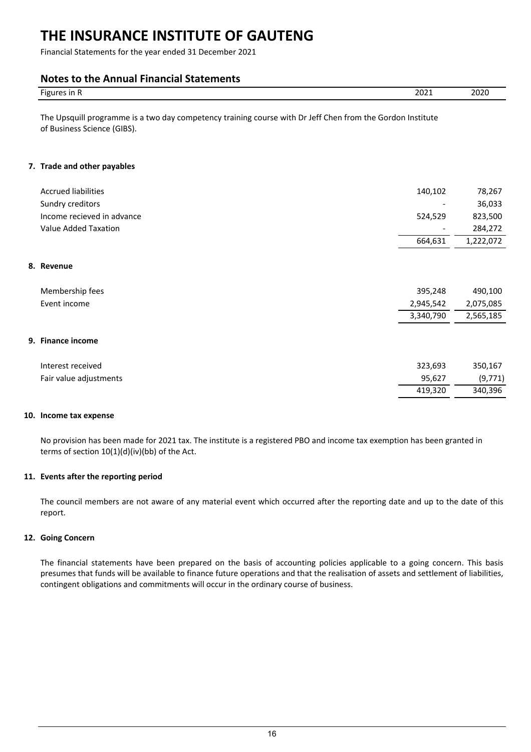# THE INSURANCE INSTITUTE OF GAUTENG

Financial Statements for the year ended 31 December 2021

## Notes to the Annual Financial Statements

| Figures in R | 2021 | 2020 |
|---|---|---|

The Upsquill programme is a two day competency training course with Dr Jeff Chen from the Gordon Institute of Business Science (GIBS).

### 7. Trade and other payables

| | 2021 | 2020 |
|---|---|---|
| Accrued liabilities | 140,102 | 78,267 |
| Sundry creditors | - | 36,033 |
| Income recieved in advance | 524,529 | 823,500 |
| Value Added Taxation | - | 284,272 |
| | 664,631 | 1,222,072 |

### 8. Revenue

| | 2021 | 2020 |
|---|---|---|
| Membership fees | 395,248 | 490,100 |
| Event income | 2,945,542 | 2,075,085 |
| | 3,340,790 | 2,565,185 |

### 9. Finance income

| | 2021 | 2020 |
|---|---|---|
| Interest received | 323,693 | 350,167 |
| Fair value adjustments | 95,627 | (9,771) |
| | 419,320 | 340,396 |

### 10. Income tax expense

No provision has been made for 2021 tax. The institute is a registered PBO and income tax exemption has been granted in terms of section 10(1)(d)(iv)(bb) of the Act.

### 11. Events after the reporting period

The council members are not aware of any material event which occurred after the reporting date and up to the date of this report.

### 12. Going Concern

The financial statements have been prepared on the basis of accounting policies applicable to a going concern. This basis presumes that funds will be available to finance future operations and that the realisation of assets and settlement of liabilities, contingent obligations and commitments will occur in the ordinary course of business.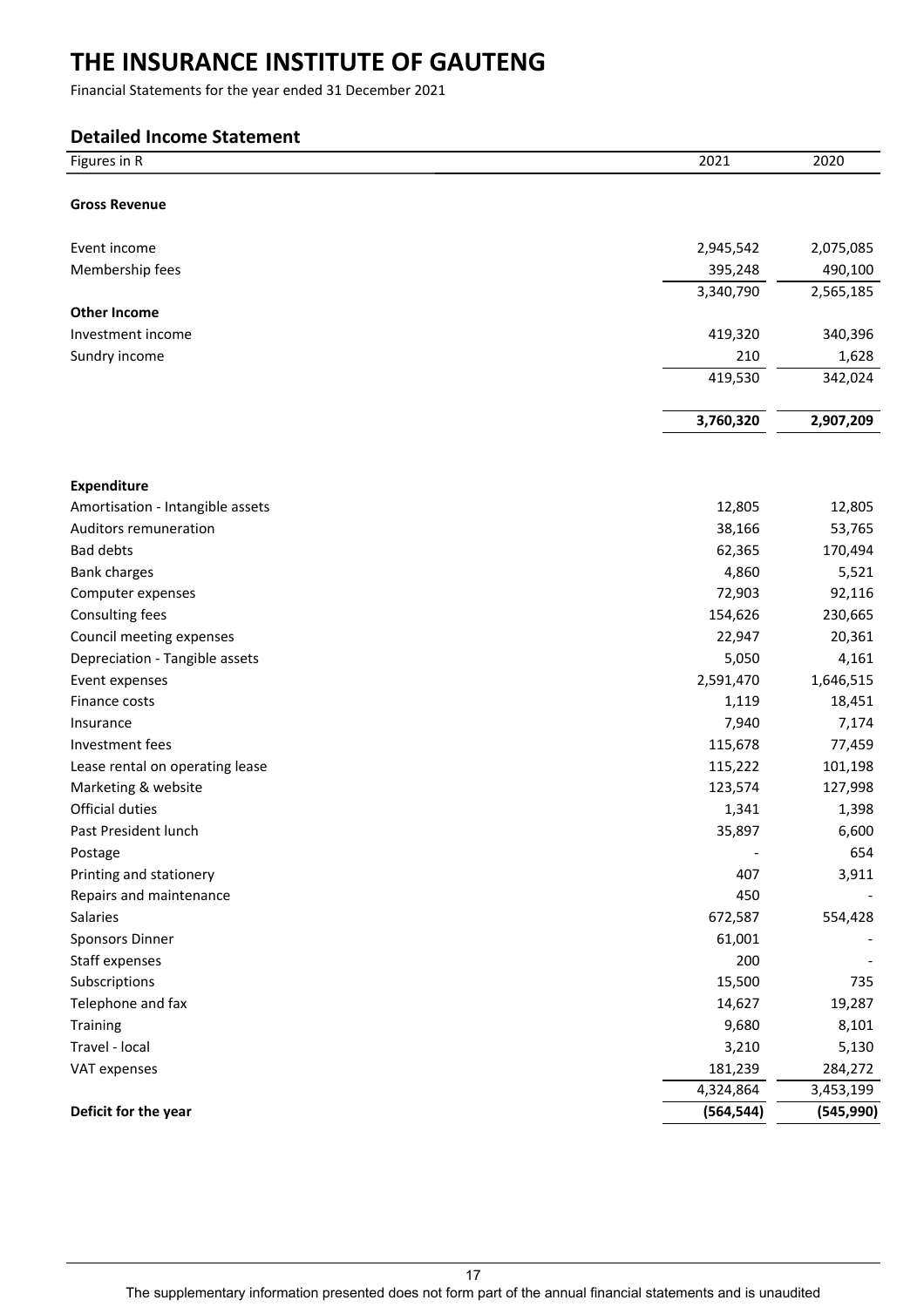# THE INSURANCE INSTITUTE OF GAUTENG

Financial Statements for the year ended 31 December 2021

## Detailed Income Statement

| Figures in R | 2021 | 2020 |
|---|---|---|
| **Gross Revenue** | | |
| Event income | 2,945,542 | 2,075,085 |
| Membership fees | 395,248 | 490,100 |
| | 3,340,790 | 2,565,185 |
| **Other Income** | | |
| Investment income | 419,320 | 340,396 |
| Sundry income | 210 | 1,628 |
| | 419,530 | 342,024 |
| | **3,760,320** | **2,907,209** |
| **Expenditure** | | |
| Amortisation - Intangible assets | 12,805 | 12,805 |
| Auditors remuneration | 38,166 | 53,765 |
| Bad debts | 62,365 | 170,494 |
| Bank charges | 4,860 | 5,521 |
| Computer expenses | 72,903 | 92,116 |
| Consulting fees | 154,626 | 230,665 |
| Council meeting expenses | 22,947 | 20,361 |
| Depreciation - Tangible assets | 5,050 | 4,161 |
| Event expenses | 2,591,470 | 1,646,515 |
| Finance costs | 1,119 | 18,451 |
| Insurance | 7,940 | 7,174 |
| Investment fees | 115,678 | 77,459 |
| Lease rental on operating lease | 115,222 | 101,198 |
| Marketing & website | 123,574 | 127,998 |
| Official duties | 1,341 | 1,398 |
| Past President lunch | 35,897 | 6,600 |
| Postage | - | 654 |
| Printing and stationery | 407 | 3,911 |
| Repairs and maintenance | 450 | - |
| Salaries | 672,587 | 554,428 |
| Sponsors Dinner | 61,001 | - |
| Staff expenses | 200 | - |
| Subscriptions | 15,500 | 735 |
| Telephone and fax | 14,627 | 19,287 |
| Training | 9,680 | 8,101 |
| Travel - local | 3,210 | 5,130 |
| VAT expenses | 181,239 | 284,272 |
| | 4,324,864 | 3,453,199 |
| **Deficit for the year** | **(564,544)** | **(545,990)** |

The supplementary information presented does not form part of the annual financial statements and is unaudited